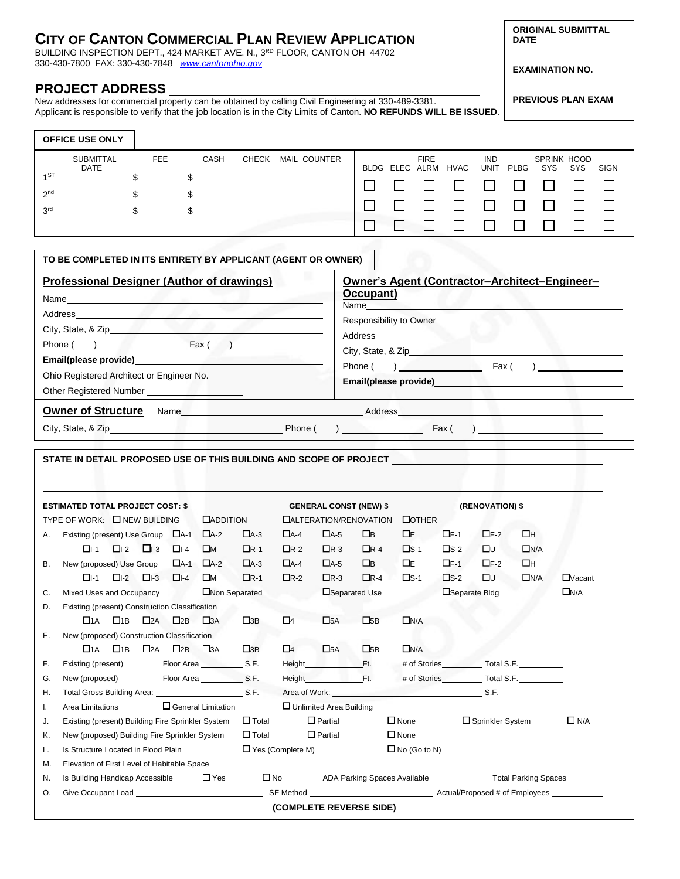# CITY OF CANTON COMMERCIAL PLAN REVIEW APPLICATION

BUILDING INSPECTION DEPT., 424 MARKET AVE. N., 3RD FLOOR, CANTON OH 44702
330-430-7800 FAX: 330-430-7848 www.cantonohio.gov

| ORIGINAL SUBMITTAL DATE |
|---|
| EXAMINATION NO. |
| PREVIOUS PLAN EXAM |

## PROJECT ADDRESS ______________________

New addresses for commercial property can be obtained by calling Civil Engineering at 330-489-3381.
Applicant is responsible to verify that the job location is in the City Limits of Canton. **NO REFUNDS WILL BE ISSUED**.

**OFFICE USE ONLY**

| | SUBMITTAL DATE | FEE | CASH | CHECK | MAIL | COUNTER |
|---|---|---|---|---|---|---|
| 1ST | | $ | $ | | | |
| 2nd | | $ | $ | | | |
| 3rd | | $ | $ | | | |

| BLDG | ELEC | FIRE ALRM | HVAC | IND UNIT | PLBG | SPRINK SYS | HOOD SYS | SIGN |
|---|---|---|---|---|---|---|---|---|
| ☐ | ☐ | ☐ | ☐ | ☐ | ☐ | ☐ | ☐ | ☐ |
| ☐ | ☐ | ☐ | ☐ | ☐ | ☐ | ☐ | ☐ | ☐ |
| ☐ | ☐ | ☐ | ☐ | ☐ | ☐ | ☐ | ☐ | ☐ |

**TO BE COMPLETED IN ITS ENTIRETY BY APPLICANT (AGENT OR OWNER)**

**Professional Designer (Author of drawings)**

Name ______________________
Address ______________________
City, State, & Zip ______________________
Phone ( ) ______________ Fax ( ) ______________
**Email(please provide)** ______________________
Ohio Registered Architect or Engineer No. ______________
Other Registered Number ______________

**Owner's Agent (Contractor–Architect–Engineer–Occupant)**

Name ______________________
Responsibility to Owner ______________________
Address ______________________
City, State, & Zip ______________________
Phone ( ) ______________ Fax ( ) ______________
**Email(please provide)** ______________________

**Owner of Structure** Name ______________________ Address ______________________
City, State, & Zip ______________________ Phone ( ) ______________ Fax ( ) ______________

**STATE IN DETAIL PROPOSED USE OF THIS BUILDING AND SCOPE OF PROJECT** ______________________

______________________

______________________

**ESTIMATED TOTAL PROJECT COST:** $ ______________ **GENERAL CONST (NEW)** $ ______________ **(RENOVATION)** $ ______________

TYPE OF WORK: ☐ NEW BUILDING ☐ADDITION ☐ALTERATION/RENOVATION ☐OTHER ______________

A. Existing (present) Use Group ☐A-1 ☐A-2 ☐A-3 ☐A-4 ☐A-5 ☐B ☐E ☐F-1 ☐F-2 ☐H ☐I-1 ☐I-2 ☐I-3 ☐I-4 ☐M ☐R-1 ☐R-2 ☐R-3 ☐R-4 ☐S-1 ☐S-2 ☐U ☐N/A

B. New (proposed) Use Group ☐A-1 ☐A-2 ☐A-3 ☐A-4 ☐A-5 ☐B ☐E ☐F-1 ☐F-2 ☐H ☐I-1 ☐I-2 ☐I-3 ☐I-4 ☐M ☐R-1 ☐R-2 ☐R-3 ☐R-4 ☐S-1 ☐S-2 ☐U ☐N/A ☐Vacant

C. Mixed Uses and Occupancy ☐Non Separated ☐Separated Use ☐Separate Bldg ☐N/A

D. Existing (present) Construction Classification
☐1A ☐1B ☐2A ☐2B ☐3A ☐3B ☐4 ☐5A ☐5B ☐N/A

E. New (proposed) Construction Classification
☐1A ☐1B ☐2A ☐2B ☐3A ☐3B ☐4 ☐5A ☐5B ☐N/A

F. Existing (present) Floor Area ________ S.F. Height ________ Ft. # of Stories ________ Total S.F. ________

G. New (proposed) Floor Area ________ S.F. Height ________ Ft. # of Stories ________ Total S.F. ________

H. Total Gross Building Area: ________ S.F. Area of Work: ________ S.F.

I. Area Limitations ☐ General Limitation ☐ Unlimited Area Building

J. Existing (present) Building Fire Sprinkler System ☐ Total ☐ Partial ☐ None ☐ Sprinkler System ☐ N/A

K. New (proposed) Building Fire Sprinkler System ☐ Total ☐ Partial ☐ None

L. Is Structure Located in Flood Plain ☐ Yes (Complete M) ☐ No (Go to N)

M. Elevation of First Level of Habitable Space ______________________

N. Is Building Handicap Accessible ☐ Yes ☐ No ADA Parking Spaces Available ________ Total Parking Spaces ________

O. Give Occupant Load ______________ SF Method ______________ Actual/Proposed # of Employees ________

**(COMPLETE REVERSE SIDE)**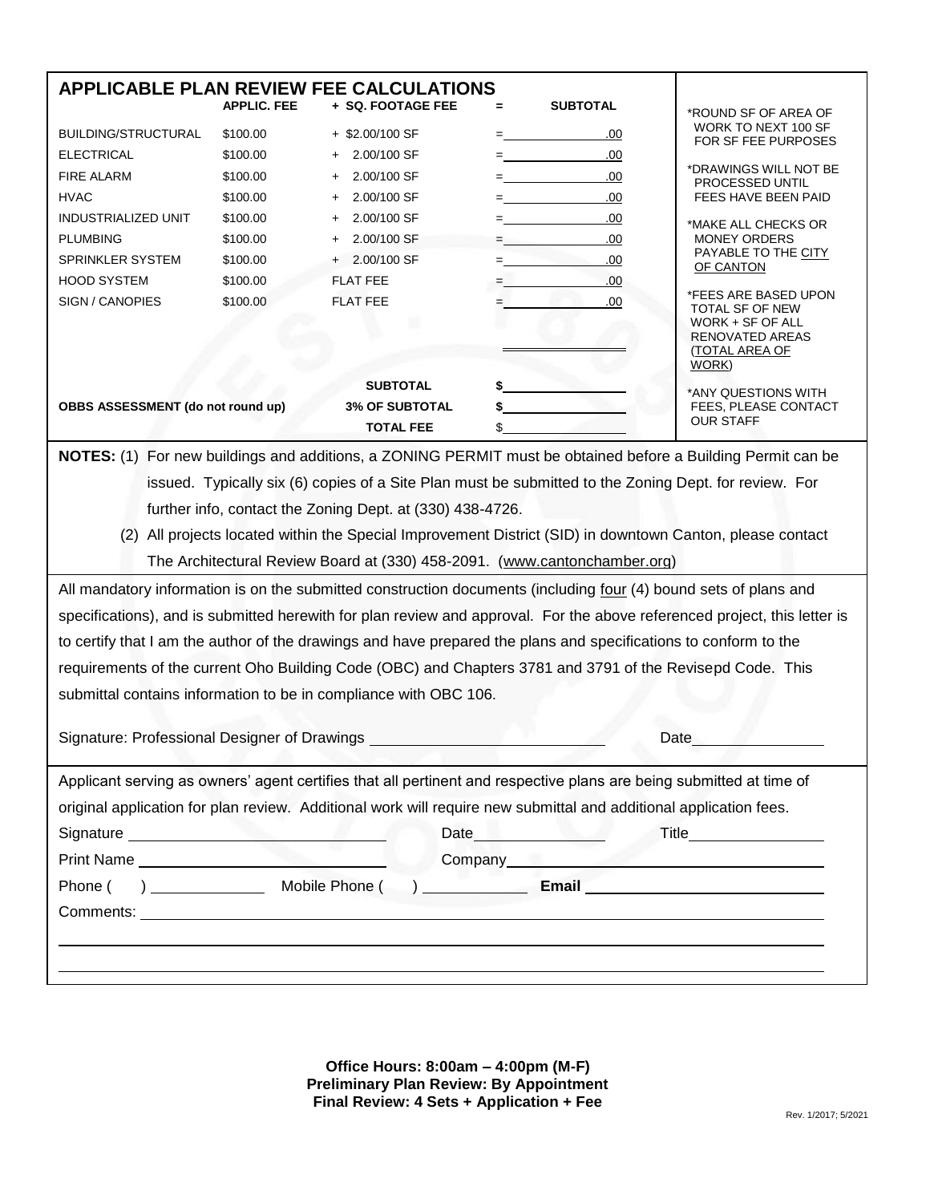## APPLICABLE PLAN REVIEW FEE CALCULATIONS

| | APPLIC. FEE | + SQ. FOOTAGE FEE | = | SUBTOTAL |
|---|---|---|---|---|
| BUILDING/STRUCTURAL | $100.00 | + $2.00/100 SF | = | .00 |
| ELECTRICAL | $100.00 | + 2.00/100 SF | = | .00 |
| FIRE ALARM | $100.00 | + 2.00/100 SF | = | .00 |
| HVAC | $100.00 | + 2.00/100 SF | = | .00 |
| INDUSTRIALIZED UNIT | $100.00 | + 2.00/100 SF | = | .00 |
| PLUMBING | $100.00 | + 2.00/100 SF | = | .00 |
| SPRINKLER SYSTEM | $100.00 | + 2.00/100 SF | = | .00 |
| HOOD SYSTEM | $100.00 | FLAT FEE | = | .00 |
| SIGN / CANOPIES | $100.00 | FLAT FEE | = | .00 |
| | | SUBTOTAL | | $ |
| **OBBS ASSESSMENT (do not round up)** | | 3% OF SUBTOTAL | | $ |
| | | TOTAL FEE | | $ |

*ROUND SF OF AREA OF WORK TO NEXT 100 SF FOR SF FEE PURPOSES

*DRAWINGS WILL NOT BE PROCESSED UNTIL FEES HAVE BEEN PAID

*MAKE ALL CHECKS OR MONEY ORDERS PAYABLE TO THE CITY OF CANTON

*FEES ARE BASED UPON TOTAL SF OF NEW WORK + SF OF ALL RENOVATED AREAS (TOTAL AREA OF WORK)

*ANY QUESTIONS WITH FEES, PLEASE CONTACT OUR STAFF

**NOTES:** (1) For new buildings and additions, a ZONING PERMIT must be obtained before a Building Permit can be issued. Typically six (6) copies of a Site Plan must be submitted to the Zoning Dept. for review. For further info, contact the Zoning Dept. at (330) 438-4726.

(2) All projects located within the Special Improvement District (SID) in downtown Canton, please contact The Architectural Review Board at (330) 458-2091. (www.cantonchamber.org)

All mandatory information is on the submitted construction documents (including four (4) bound sets of plans and specifications), and is submitted herewith for plan review and approval. For the above referenced project, this letter is to certify that I am the author of the drawings and have prepared the plans and specifications to conform to the requirements of the current Oho Building Code (OBC) and Chapters 3781 and 3791 of the Revisepd Code. This submittal contains information to be in compliance with OBC 106.

Signature: Professional Designer of Drawings ____________________ Date__________

Applicant serving as owners' agent certifies that all pertinent and respective plans are being submitted at time of original application for plan review. Additional work will require new submittal and additional application fees.

Signature ____________________ Date__________ Title__________

Print Name ____________________ Company____________________

Phone ( ) __________ Mobile Phone ( ) __________ **Email** ____________________

Comments: ____________________

**Office Hours: 8:00am – 4:00pm (M-F)**
**Preliminary Plan Review: By Appointment**
**Final Review: 4 Sets + Application + Fee**

Rev. 1/2017; 5/2021